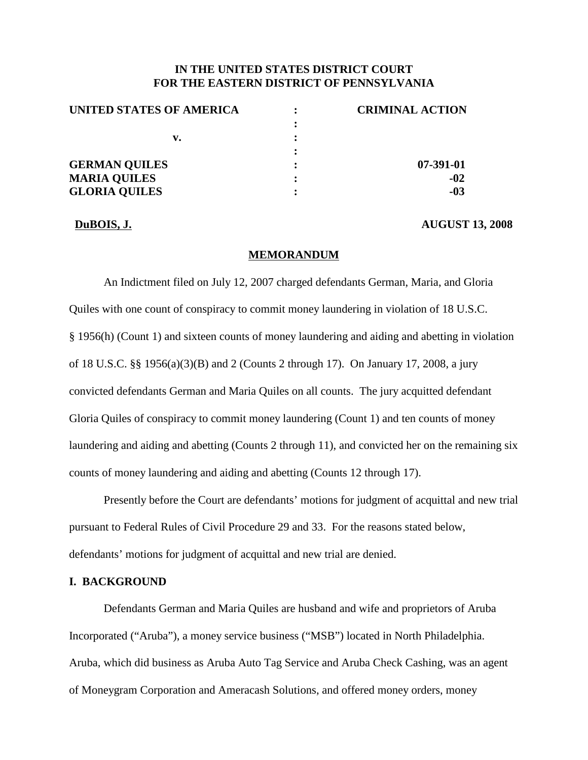**IN THE UNITED STATES DISTRICT COURT**
**FOR THE EASTERN DISTRICT OF PENNSYLVANIA**

| | | |
|---|---|---|
| **UNITED STATES OF AMERICA** | : | **CRIMINAL ACTION** |
| | : | |
| **v.** | : | |
| | : | |
| **GERMAN QUILES** | : | **07-391-01** |
| **MARIA QUILES** | : | **-02** |
| **GLORIA QUILES** | : | **-03** |

**DuBOIS, J.** **AUGUST 13, 2008**

## MEMORANDUM

An Indictment filed on July 12, 2007 charged defendants German, Maria, and Gloria Quiles with one count of conspiracy to commit money laundering in violation of 18 U.S.C. § 1956(h) (Count 1) and sixteen counts of money laundering and aiding and abetting in violation of 18 U.S.C. §§ 1956(a)(3)(B) and 2 (Counts 2 through 17). On January 17, 2008, a jury convicted defendants German and Maria Quiles on all counts. The jury acquitted defendant Gloria Quiles of conspiracy to commit money laundering (Count 1) and ten counts of money laundering and aiding and abetting (Counts 2 through 11), and convicted her on the remaining six counts of money laundering and aiding and abetting (Counts 12 through 17).

Presently before the Court are defendants' motions for judgment of acquittal and new trial pursuant to Federal Rules of Civil Procedure 29 and 33. For the reasons stated below, defendants' motions for judgment of acquittal and new trial are denied.

## I. BACKGROUND

Defendants German and Maria Quiles are husband and wife and proprietors of Aruba Incorporated ("Aruba"), a money service business ("MSB") located in North Philadelphia. Aruba, which did business as Aruba Auto Tag Service and Aruba Check Cashing, was an agent of Moneygram Corporation and Ameracash Solutions, and offered money orders, money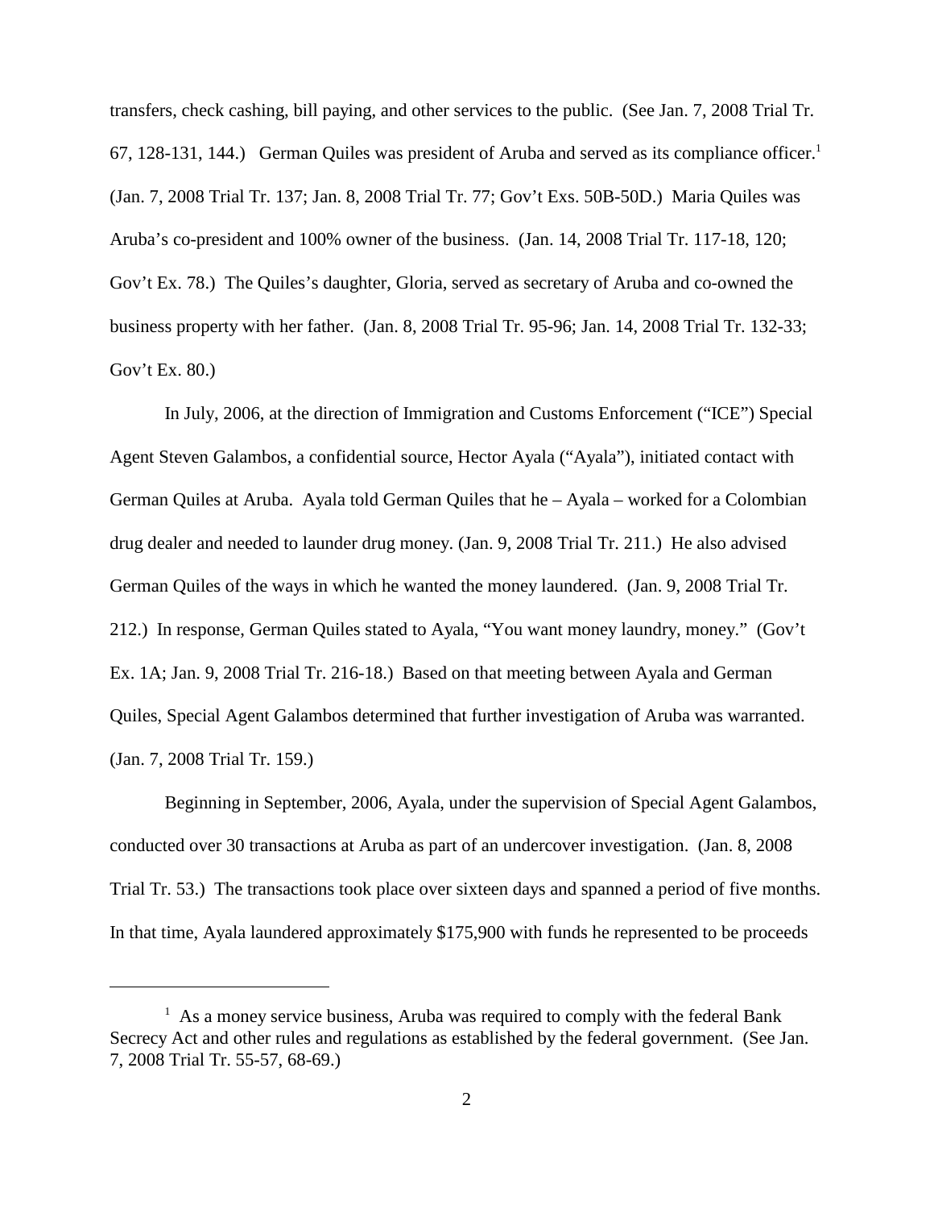transfers, check cashing, bill paying, and other services to the public. (See Jan. 7, 2008 Trial Tr. 67, 128-131, 144.) German Quiles was president of Aruba and served as its compliance officer.[1] (Jan. 7, 2008 Trial Tr. 137; Jan. 8, 2008 Trial Tr. 77; Gov't Exs. 50B-50D.) Maria Quiles was Aruba's co-president and 100% owner of the business. (Jan. 14, 2008 Trial Tr. 117-18, 120; Gov't Ex. 78.) The Quiles's daughter, Gloria, served as secretary of Aruba and co-owned the business property with her father. (Jan. 8, 2008 Trial Tr. 95-96; Jan. 14, 2008 Trial Tr. 132-33; Gov't Ex. 80.)

In July, 2006, at the direction of Immigration and Customs Enforcement ("ICE") Special Agent Steven Galambos, a confidential source, Hector Ayala ("Ayala"), initiated contact with German Quiles at Aruba. Ayala told German Quiles that he – Ayala – worked for a Colombian drug dealer and needed to launder drug money. (Jan. 9, 2008 Trial Tr. 211.) He also advised German Quiles of the ways in which he wanted the money laundered. (Jan. 9, 2008 Trial Tr. 212.) In response, German Quiles stated to Ayala, "You want money laundry, money." (Gov't Ex. 1A; Jan. 9, 2008 Trial Tr. 216-18.) Based on that meeting between Ayala and German Quiles, Special Agent Galambos determined that further investigation of Aruba was warranted. (Jan. 7, 2008 Trial Tr. 159.)

Beginning in September, 2006, Ayala, under the supervision of Special Agent Galambos, conducted over 30 transactions at Aruba as part of an undercover investigation. (Jan. 8, 2008 Trial Tr. 53.) The transactions took place over sixteen days and spanned a period of five months. In that time, Ayala laundered approximately $175,900 with funds he represented to be proceeds

---

[1] As a money service business, Aruba was required to comply with the federal Bank Secrecy Act and other rules and regulations as established by the federal government. (See Jan. 7, 2008 Trial Tr. 55-57, 68-69.)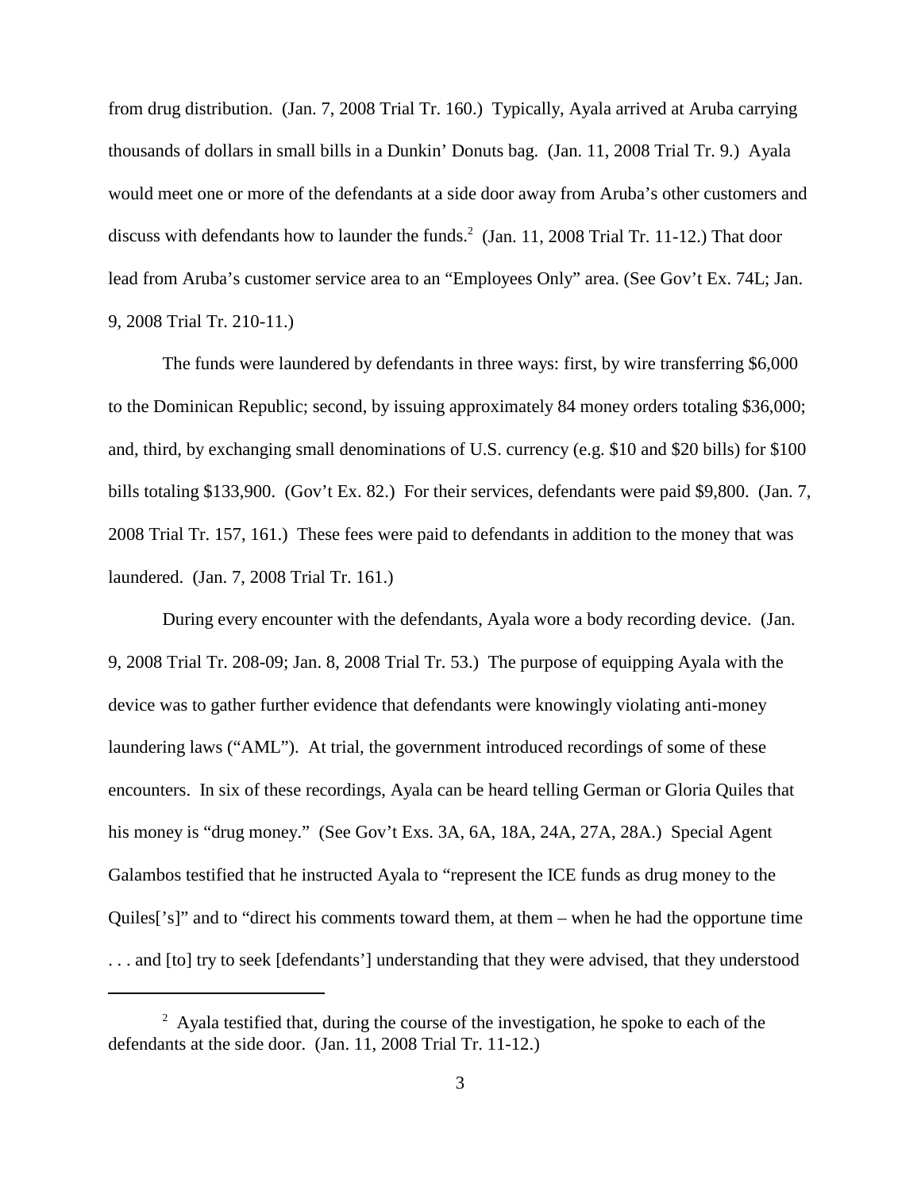from drug distribution. (Jan. 7, 2008 Trial Tr. 160.) Typically, Ayala arrived at Aruba carrying thousands of dollars in small bills in a Dunkin' Donuts bag. (Jan. 11, 2008 Trial Tr. 9.) Ayala would meet one or more of the defendants at a side door away from Aruba's other customers and discuss with defendants how to launder the funds.[2] (Jan. 11, 2008 Trial Tr. 11-12.) That door lead from Aruba's customer service area to an "Employees Only" area. (See Gov't Ex. 74L; Jan. 9, 2008 Trial Tr. 210-11.)

The funds were laundered by defendants in three ways: first, by wire transferring $6,000 to the Dominican Republic; second, by issuing approximately 84 money orders totaling $36,000; and, third, by exchanging small denominations of U.S. currency (e.g. $10 and $20 bills) for $100 bills totaling $133,900. (Gov't Ex. 82.) For their services, defendants were paid $9,800. (Jan. 7, 2008 Trial Tr. 157, 161.) These fees were paid to defendants in addition to the money that was laundered. (Jan. 7, 2008 Trial Tr. 161.)

During every encounter with the defendants, Ayala wore a body recording device. (Jan. 9, 2008 Trial Tr. 208-09; Jan. 8, 2008 Trial Tr. 53.) The purpose of equipping Ayala with the device was to gather further evidence that defendants were knowingly violating anti-money laundering laws ("AML"). At trial, the government introduced recordings of some of these encounters. In six of these recordings, Ayala can be heard telling German or Gloria Quiles that his money is "drug money." (See Gov't Exs. 3A, 6A, 18A, 24A, 27A, 28A.) Special Agent Galambos testified that he instructed Ayala to "represent the ICE funds as drug money to the Quiles['s]" and to "direct his comments toward them, at them – when he had the opportune time . . . and [to] try to seek [defendants'] understanding that they were advised, that they understood

[2] Ayala testified that, during the course of the investigation, he spoke to each of the defendants at the side door. (Jan. 11, 2008 Trial Tr. 11-12.)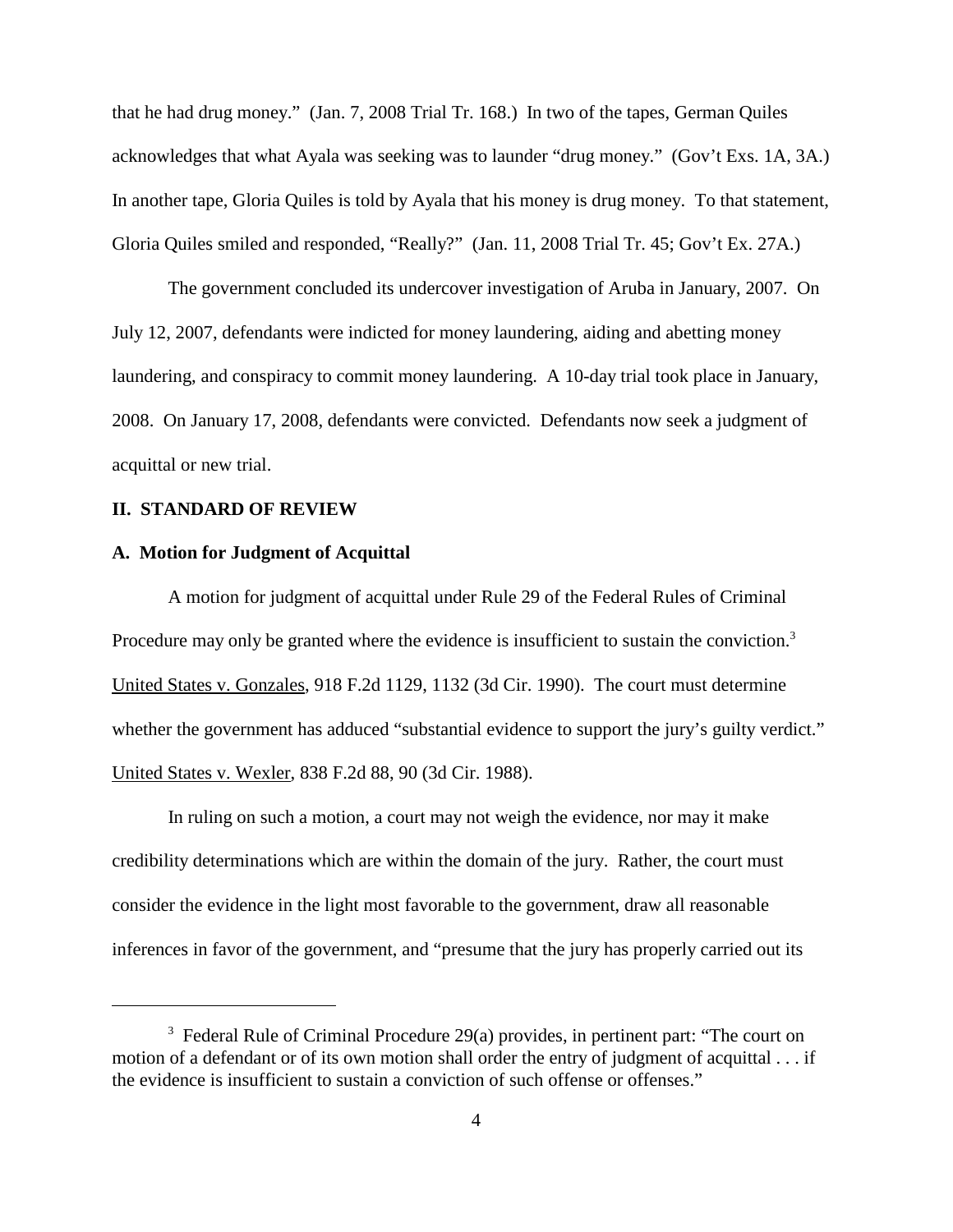that he had drug money." (Jan. 7, 2008 Trial Tr. 168.) In two of the tapes, German Quiles acknowledges that what Ayala was seeking was to launder "drug money." (Gov't Exs. 1A, 3A.) In another tape, Gloria Quiles is told by Ayala that his money is drug money. To that statement, Gloria Quiles smiled and responded, "Really?" (Jan. 11, 2008 Trial Tr. 45; Gov't Ex. 27A.)

The government concluded its undercover investigation of Aruba in January, 2007. On July 12, 2007, defendants were indicted for money laundering, aiding and abetting money laundering, and conspiracy to commit money laundering. A 10-day trial took place in January, 2008. On January 17, 2008, defendants were convicted. Defendants now seek a judgment of acquittal or new trial.

## II. STANDARD OF REVIEW

### A. Motion for Judgment of Acquittal

A motion for judgment of acquittal under Rule 29 of the Federal Rules of Criminal Procedure may only be granted where the evidence is insufficient to sustain the conviction.[3] United States v. Gonzales, 918 F.2d 1129, 1132 (3d Cir. 1990). The court must determine whether the government has adduced "substantial evidence to support the jury's guilty verdict." United States v. Wexler, 838 F.2d 88, 90 (3d Cir. 1988).

In ruling on such a motion, a court may not weigh the evidence, nor may it make credibility determinations which are within the domain of the jury. Rather, the court must consider the evidence in the light most favorable to the government, draw all reasonable inferences in favor of the government, and "presume that the jury has properly carried out its

---

[3] Federal Rule of Criminal Procedure 29(a) provides, in pertinent part: "The court on motion of a defendant or of its own motion shall order the entry of judgment of acquittal . . . if the evidence is insufficient to sustain a conviction of such offense or offenses."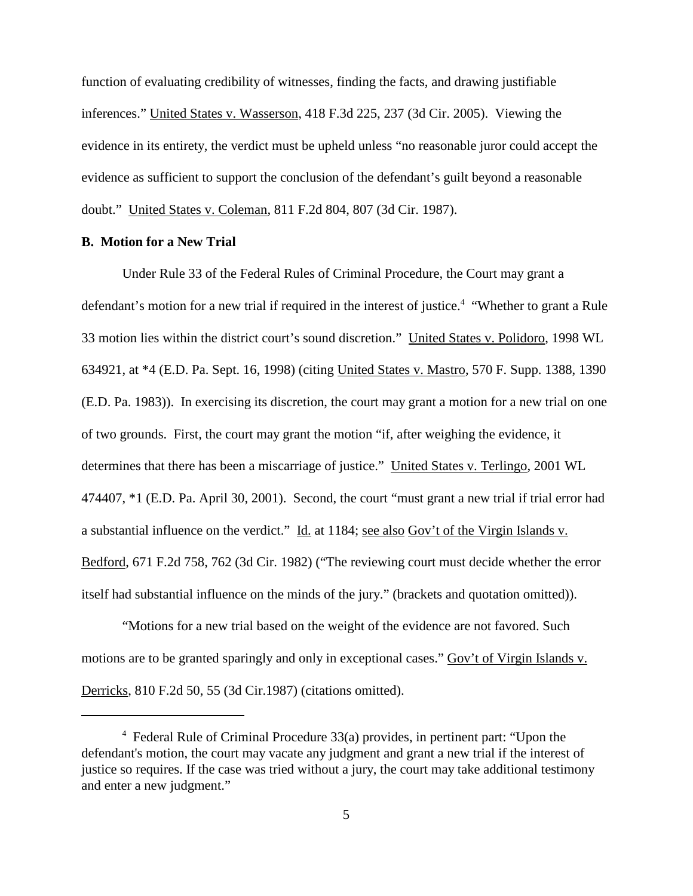function of evaluating credibility of witnesses, finding the facts, and drawing justifiable inferences." United States v. Wasserson, 418 F.3d 225, 237 (3d Cir. 2005). Viewing the evidence in its entirety, the verdict must be upheld unless "no reasonable juror could accept the evidence as sufficient to support the conclusion of the defendant's guilt beyond a reasonable doubt." United States v. Coleman, 811 F.2d 804, 807 (3d Cir. 1987).

**B. Motion for a New Trial**

Under Rule 33 of the Federal Rules of Criminal Procedure, the Court may grant a defendant's motion for a new trial if required in the interest of justice.[4] "Whether to grant a Rule 33 motion lies within the district court's sound discretion." United States v. Polidoro, 1998 WL 634921, at *4 (E.D. Pa. Sept. 16, 1998) (citing United States v. Mastro, 570 F. Supp. 1388, 1390 (E.D. Pa. 1983)). In exercising its discretion, the court may grant a motion for a new trial on one of two grounds. First, the court may grant the motion "if, after weighing the evidence, it determines that there has been a miscarriage of justice." United States v. Terlingo, 2001 WL 474407, *1 (E.D. Pa. April 30, 2001). Second, the court "must grant a new trial if trial error had a substantial influence on the verdict." Id. at 1184; see also Gov't of the Virgin Islands v. Bedford, 671 F.2d 758, 762 (3d Cir. 1982) ("The reviewing court must decide whether the error itself had substantial influence on the minds of the jury." (brackets and quotation omitted)).

"Motions for a new trial based on the weight of the evidence are not favored. Such motions are to be granted sparingly and only in exceptional cases." Gov't of Virgin Islands v. Derricks, 810 F.2d 50, 55 (3d Cir.1987) (citations omitted).

---

[4] Federal Rule of Criminal Procedure 33(a) provides, in pertinent part: "Upon the defendant's motion, the court may vacate any judgment and grant a new trial if the interest of justice so requires. If the case was tried without a jury, the court may take additional testimony and enter a new judgment."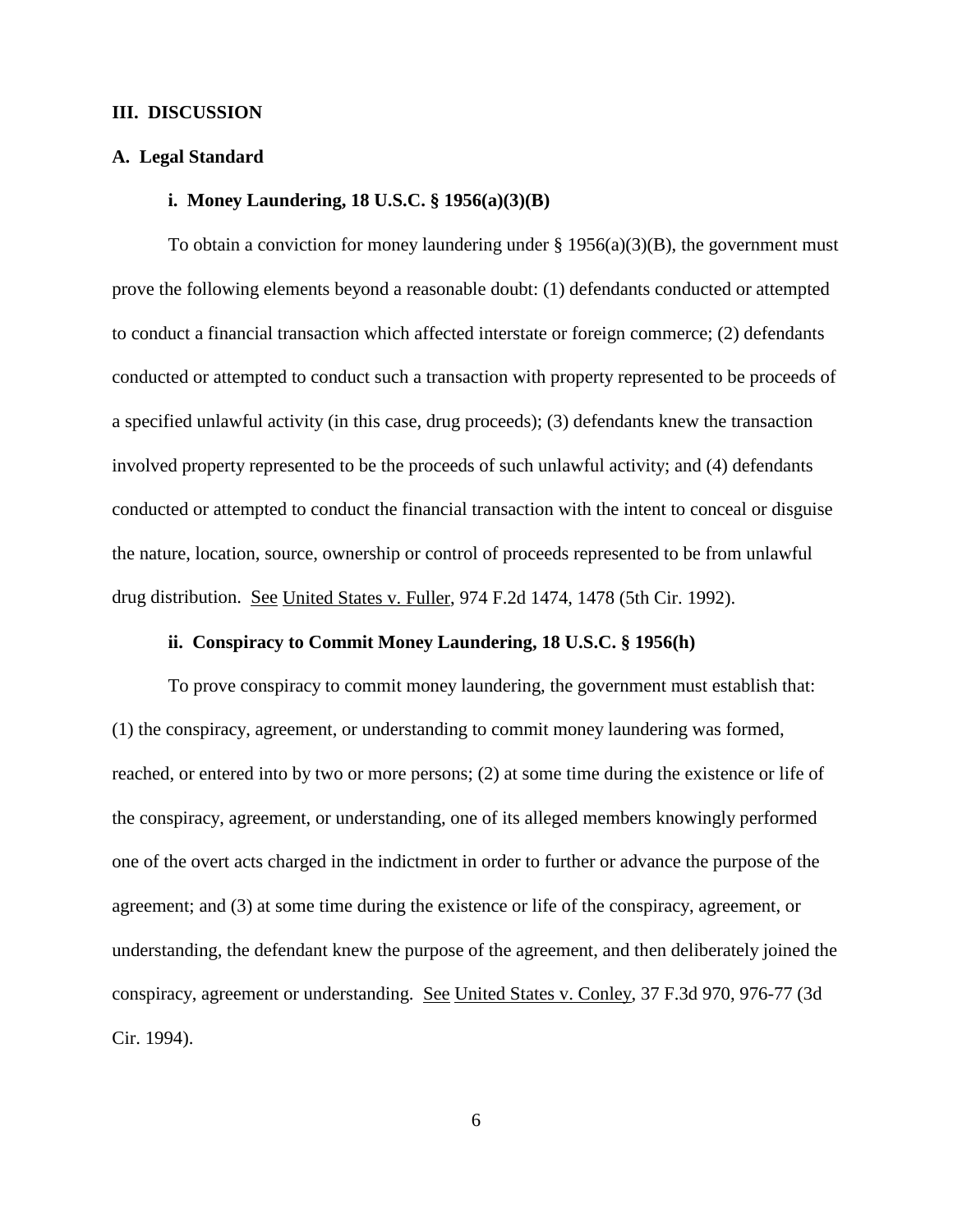## III. DISCUSSION

### A. Legal Standard

#### i. Money Laundering, 18 U.S.C. § 1956(a)(3)(B)

To obtain a conviction for money laundering under § 1956(a)(3)(B), the government must prove the following elements beyond a reasonable doubt: (1) defendants conducted or attempted to conduct a financial transaction which affected interstate or foreign commerce; (2) defendants conducted or attempted to conduct such a transaction with property represented to be proceeds of a specified unlawful activity (in this case, drug proceeds); (3) defendants knew the transaction involved property represented to be the proceeds of such unlawful activity; and (4) defendants conducted or attempted to conduct the financial transaction with the intent to conceal or disguise the nature, location, source, ownership or control of proceeds represented to be from unlawful drug distribution. See United States v. Fuller, 974 F.2d 1474, 1478 (5th Cir. 1992).

#### ii. Conspiracy to Commit Money Laundering, 18 U.S.C. § 1956(h)

To prove conspiracy to commit money laundering, the government must establish that: (1) the conspiracy, agreement, or understanding to commit money laundering was formed, reached, or entered into by two or more persons; (2) at some time during the existence or life of the conspiracy, agreement, or understanding, one of its alleged members knowingly performed one of the overt acts charged in the indictment in order to further or advance the purpose of the agreement; and (3) at some time during the existence or life of the conspiracy, agreement, or understanding, the defendant knew the purpose of the agreement, and then deliberately joined the conspiracy, agreement or understanding. See United States v. Conley, 37 F.3d 970, 976-77 (3d Cir. 1994).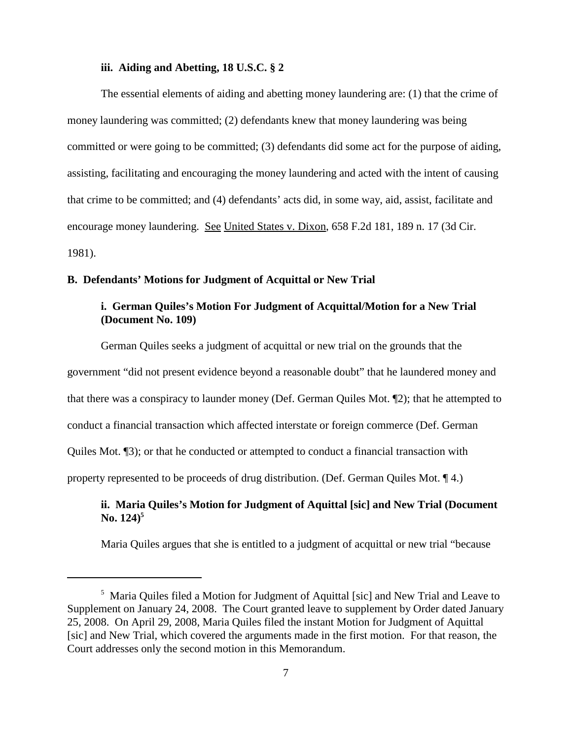#### iii. Aiding and Abetting, 18 U.S.C. § 2

The essential elements of aiding and abetting money laundering are: (1) that the crime of money laundering was committed; (2) defendants knew that money laundering was being committed or were going to be committed; (3) defendants did some act for the purpose of aiding, assisting, facilitating and encouraging the money laundering and acted with the intent of causing that crime to be committed; and (4) defendants' acts did, in some way, aid, assist, facilitate and encourage money laundering. See United States v. Dixon, 658 F.2d 181, 189 n. 17 (3d Cir. 1981).

### B. Defendants' Motions for Judgment of Acquittal or New Trial

#### i. German Quiles's Motion For Judgment of Acquittal/Motion for a New Trial (Document No. 109)

German Quiles seeks a judgment of acquittal or new trial on the grounds that the government "did not present evidence beyond a reasonable doubt" that he laundered money and that there was a conspiracy to launder money (Def. German Quiles Mot. ¶2); that he attempted to conduct a financial transaction which affected interstate or foreign commerce (Def. German Quiles Mot. ¶3); or that he conducted or attempted to conduct a financial transaction with property represented to be proceeds of drug distribution. (Def. German Quiles Mot. ¶ 4.)

#### ii. Maria Quiles's Motion for Judgment of Aquittal [sic] and New Trial (Document No. 124)[5]

Maria Quiles argues that she is entitled to a judgment of acquittal or new trial "because

---

[5] Maria Quiles filed a Motion for Judgment of Aquittal [sic] and New Trial and Leave to Supplement on January 24, 2008. The Court granted leave to supplement by Order dated January 25, 2008. On April 29, 2008, Maria Quiles filed the instant Motion for Judgment of Aquittal [sic] and New Trial, which covered the arguments made in the first motion. For that reason, the Court addresses only the second motion in this Memorandum.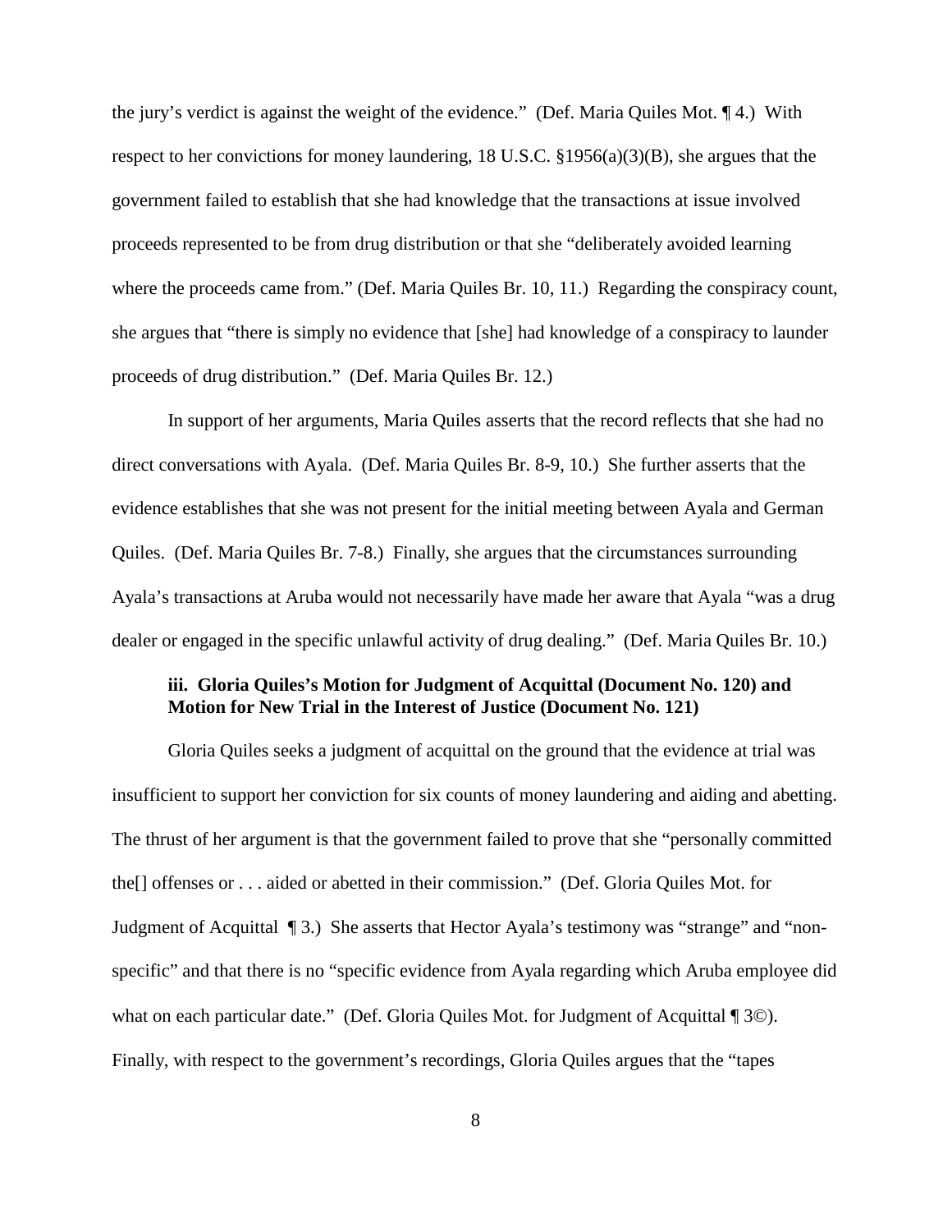the jury's verdict is against the weight of the evidence." (Def. Maria Quiles Mot. ¶ 4.) With respect to her convictions for money laundering, 18 U.S.C. §1956(a)(3)(B), she argues that the government failed to establish that she had knowledge that the transactions at issue involved proceeds represented to be from drug distribution or that she "deliberately avoided learning where the proceeds came from." (Def. Maria Quiles Br. 10, 11.) Regarding the conspiracy count, she argues that "there is simply no evidence that [she] had knowledge of a conspiracy to launder proceeds of drug distribution." (Def. Maria Quiles Br. 12.)

In support of her arguments, Maria Quiles asserts that the record reflects that she had no direct conversations with Ayala. (Def. Maria Quiles Br. 8-9, 10.) She further asserts that the evidence establishes that she was not present for the initial meeting between Ayala and German Quiles. (Def. Maria Quiles Br. 7-8.) Finally, she argues that the circumstances surrounding Ayala's transactions at Aruba would not necessarily have made her aware that Ayala "was a drug dealer or engaged in the specific unlawful activity of drug dealing." (Def. Maria Quiles Br. 10.)

### iii. Gloria Quiles's Motion for Judgment of Acquittal (Document No. 120) and Motion for New Trial in the Interest of Justice (Document No. 121)

Gloria Quiles seeks a judgment of acquittal on the ground that the evidence at trial was insufficient to support her conviction for six counts of money laundering and aiding and abetting. The thrust of her argument is that the government failed to prove that she "personally committed the[] offenses or . . . aided or abetted in their commission." (Def. Gloria Quiles Mot. for Judgment of Acquittal ¶ 3.) She asserts that Hector Ayala's testimony was "strange" and "non-specific" and that there is no "specific evidence from Ayala regarding which Aruba employee did what on each particular date." (Def. Gloria Quiles Mot. for Judgment of Acquittal ¶ 3©). Finally, with respect to the government's recordings, Gloria Quiles argues that the "tapes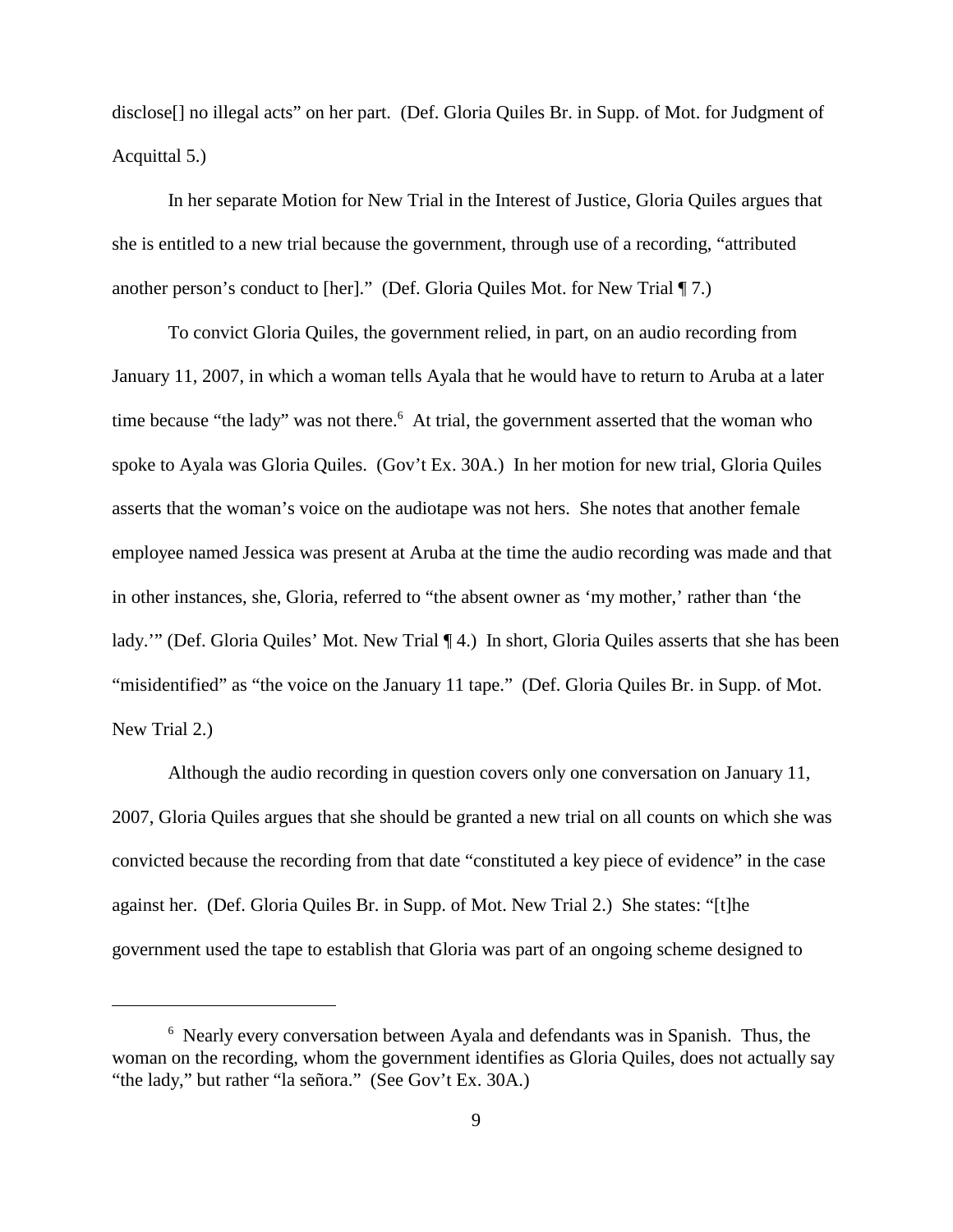disclose[] no illegal acts" on her part. (Def. Gloria Quiles Br. in Supp. of Mot. for Judgment of Acquittal 5.)

In her separate Motion for New Trial in the Interest of Justice, Gloria Quiles argues that she is entitled to a new trial because the government, through use of a recording, "attributed another person's conduct to [her]." (Def. Gloria Quiles Mot. for New Trial ¶ 7.)

To convict Gloria Quiles, the government relied, in part, on an audio recording from January 11, 2007, in which a woman tells Ayala that he would have to return to Aruba at a later time because "the lady" was not there.[6] At trial, the government asserted that the woman who spoke to Ayala was Gloria Quiles. (Gov't Ex. 30A.) In her motion for new trial, Gloria Quiles asserts that the woman's voice on the audiotape was not hers. She notes that another female employee named Jessica was present at Aruba at the time the audio recording was made and that in other instances, she, Gloria, referred to "the absent owner as 'my mother,' rather than 'the lady.'" (Def. Gloria Quiles' Mot. New Trial ¶ 4.) In short, Gloria Quiles asserts that she has been "misidentified" as "the voice on the January 11 tape." (Def. Gloria Quiles Br. in Supp. of Mot. New Trial 2.)

Although the audio recording in question covers only one conversation on January 11, 2007, Gloria Quiles argues that she should be granted a new trial on all counts on which she was convicted because the recording from that date "constituted a key piece of evidence" in the case against her. (Def. Gloria Quiles Br. in Supp. of Mot. New Trial 2.) She states: "[t]he government used the tape to establish that Gloria was part of an ongoing scheme designed to

---

[6] Nearly every conversation between Ayala and defendants was in Spanish. Thus, the woman on the recording, whom the government identifies as Gloria Quiles, does not actually say "the lady," but rather "la señora." (See Gov't Ex. 30A.)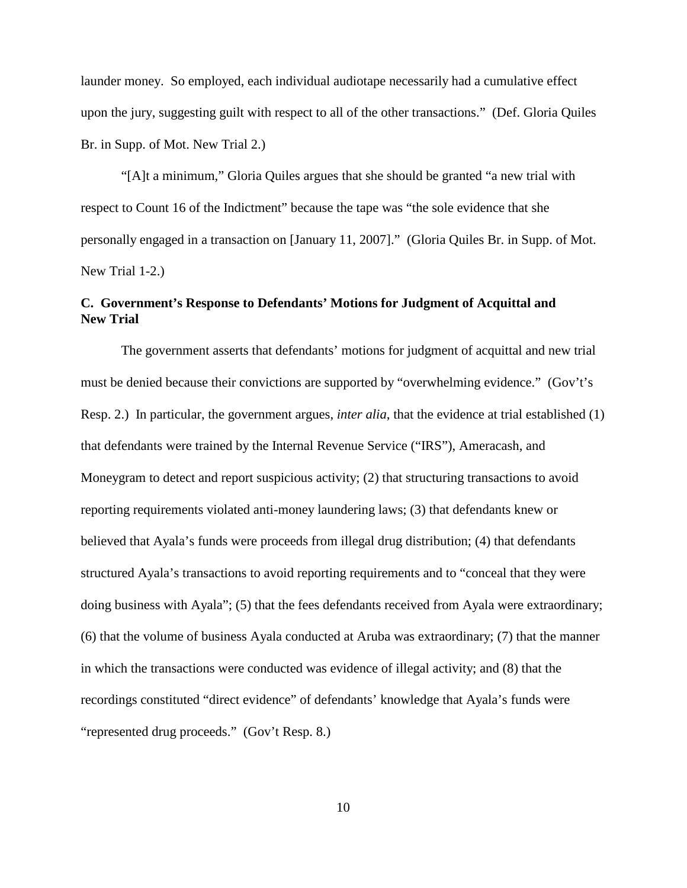launder money. So employed, each individual audiotape necessarily had a cumulative effect upon the jury, suggesting guilt with respect to all of the other transactions." (Def. Gloria Quiles Br. in Supp. of Mot. New Trial 2.)

"[A]t a minimum," Gloria Quiles argues that she should be granted "a new trial with respect to Count 16 of the Indictment" because the tape was "the sole evidence that she personally engaged in a transaction on [January 11, 2007]." (Gloria Quiles Br. in Supp. of Mot. New Trial 1-2.)

### C. Government's Response to Defendants' Motions for Judgment of Acquittal and New Trial

The government asserts that defendants' motions for judgment of acquittal and new trial must be denied because their convictions are supported by "overwhelming evidence." (Gov't's Resp. 2.) In particular, the government argues, *inter alia*, that the evidence at trial established (1) that defendants were trained by the Internal Revenue Service ("IRS"), Ameracash, and Moneygram to detect and report suspicious activity; (2) that structuring transactions to avoid reporting requirements violated anti-money laundering laws; (3) that defendants knew or believed that Ayala's funds were proceeds from illegal drug distribution; (4) that defendants structured Ayala's transactions to avoid reporting requirements and to "conceal that they were doing business with Ayala"; (5) that the fees defendants received from Ayala were extraordinary; (6) that the volume of business Ayala conducted at Aruba was extraordinary; (7) that the manner in which the transactions were conducted was evidence of illegal activity; and (8) that the recordings constituted "direct evidence" of defendants' knowledge that Ayala's funds were "represented drug proceeds." (Gov't Resp. 8.)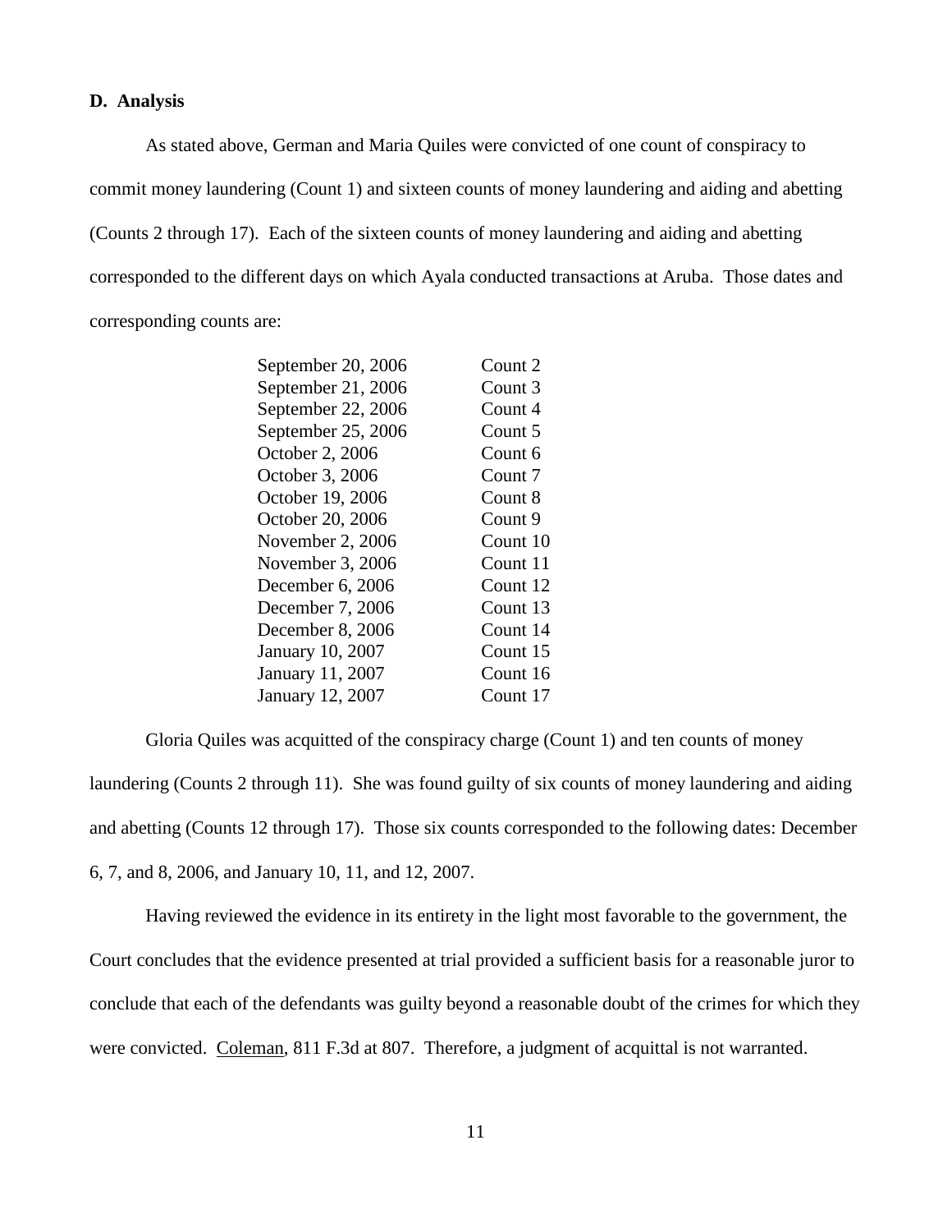**D. Analysis**

As stated above, German and Maria Quiles were convicted of one count of conspiracy to commit money laundering (Count 1) and sixteen counts of money laundering and aiding and abetting (Counts 2 through 17). Each of the sixteen counts of money laundering and aiding and abetting corresponded to the different days on which Ayala conducted transactions at Aruba. Those dates and corresponding counts are:

| | |
|---|---|
| September 20, 2006 | Count 2 |
| September 21, 2006 | Count 3 |
| September 22, 2006 | Count 4 |
| September 25, 2006 | Count 5 |
| October 2, 2006 | Count 6 |
| October 3, 2006 | Count 7 |
| October 19, 2006 | Count 8 |
| October 20, 2006 | Count 9 |
| November 2, 2006 | Count 10 |
| November 3, 2006 | Count 11 |
| December 6, 2006 | Count 12 |
| December 7, 2006 | Count 13 |
| December 8, 2006 | Count 14 |
| January 10, 2007 | Count 15 |
| January 11, 2007 | Count 16 |
| January 12, 2007 | Count 17 |

Gloria Quiles was acquitted of the conspiracy charge (Count 1) and ten counts of money laundering (Counts 2 through 11). She was found guilty of six counts of money laundering and aiding and abetting (Counts 12 through 17). Those six counts corresponded to the following dates: December 6, 7, and 8, 2006, and January 10, 11, and 12, 2007.

Having reviewed the evidence in its entirety in the light most favorable to the government, the Court concludes that the evidence presented at trial provided a sufficient basis for a reasonable juror to conclude that each of the defendants was guilty beyond a reasonable doubt of the crimes for which they were convicted. Coleman, 811 F.3d at 807. Therefore, a judgment of acquittal is not warranted.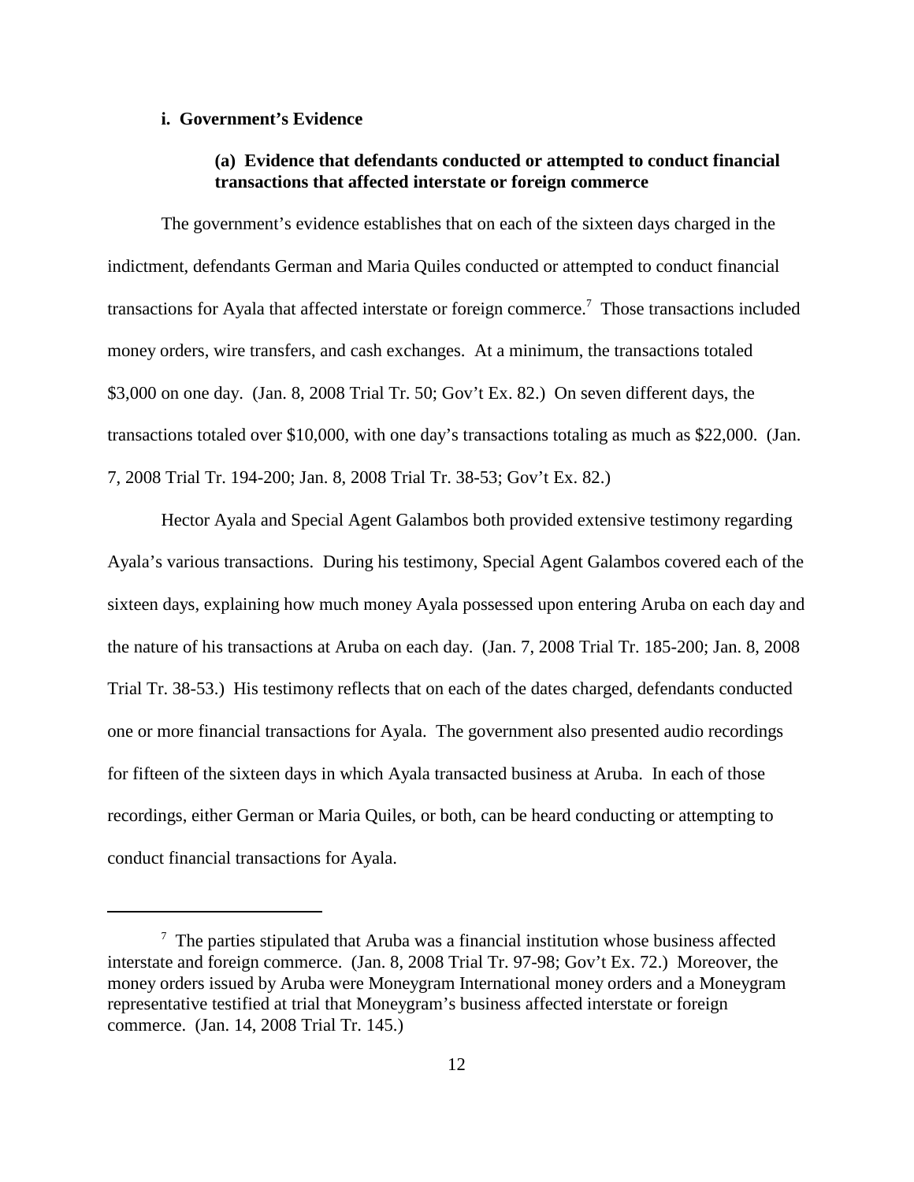**i. Government's Evidence**

**(a) Evidence that defendants conducted or attempted to conduct financial transactions that affected interstate or foreign commerce**

The government's evidence establishes that on each of the sixteen days charged in the indictment, defendants German and Maria Quiles conducted or attempted to conduct financial transactions for Ayala that affected interstate or foreign commerce.[7] Those transactions included money orders, wire transfers, and cash exchanges. At a minimum, the transactions totaled \$3,000 on one day. (Jan. 8, 2008 Trial Tr. 50; Gov't Ex. 82.) On seven different days, the transactions totaled over \$10,000, with one day's transactions totaling as much as \$22,000. (Jan. 7, 2008 Trial Tr. 194-200; Jan. 8, 2008 Trial Tr. 38-53; Gov't Ex. 82.)

Hector Ayala and Special Agent Galambos both provided extensive testimony regarding Ayala's various transactions. During his testimony, Special Agent Galambos covered each of the sixteen days, explaining how much money Ayala possessed upon entering Aruba on each day and the nature of his transactions at Aruba on each day. (Jan. 7, 2008 Trial Tr. 185-200; Jan. 8, 2008 Trial Tr. 38-53.) His testimony reflects that on each of the dates charged, defendants conducted one or more financial transactions for Ayala. The government also presented audio recordings for fifteen of the sixteen days in which Ayala transacted business at Aruba. In each of those recordings, either German or Maria Quiles, or both, can be heard conducting or attempting to conduct financial transactions for Ayala.

---

[7] The parties stipulated that Aruba was a financial institution whose business affected interstate and foreign commerce. (Jan. 8, 2008 Trial Tr. 97-98; Gov't Ex. 72.) Moreover, the money orders issued by Aruba were Moneygram International money orders and a Moneygram representative testified at trial that Moneygram's business affected interstate or foreign commerce. (Jan. 14, 2008 Trial Tr. 145.)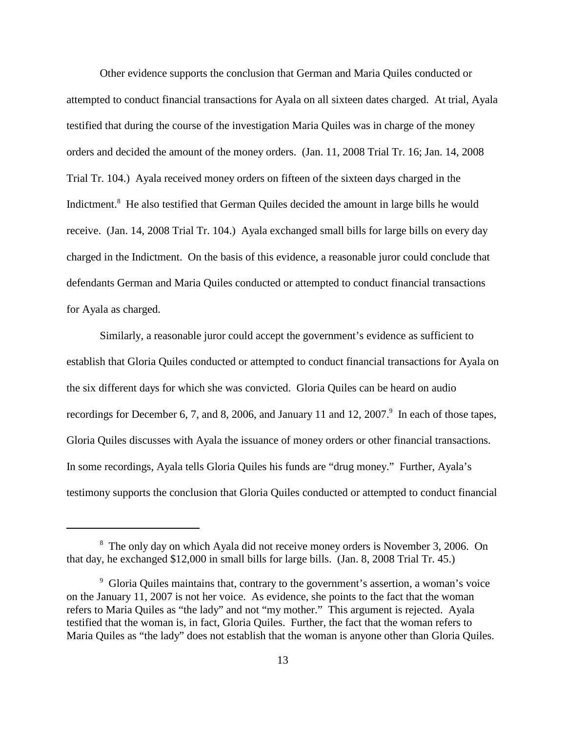Other evidence supports the conclusion that German and Maria Quiles conducted or attempted to conduct financial transactions for Ayala on all sixteen dates charged. At trial, Ayala testified that during the course of the investigation Maria Quiles was in charge of the money orders and decided the amount of the money orders. (Jan. 11, 2008 Trial Tr. 16; Jan. 14, 2008 Trial Tr. 104.) Ayala received money orders on fifteen of the sixteen days charged in the Indictment.[8] He also testified that German Quiles decided the amount in large bills he would receive. (Jan. 14, 2008 Trial Tr. 104.) Ayala exchanged small bills for large bills on every day charged in the Indictment. On the basis of this evidence, a reasonable juror could conclude that defendants German and Maria Quiles conducted or attempted to conduct financial transactions for Ayala as charged.

Similarly, a reasonable juror could accept the government's evidence as sufficient to establish that Gloria Quiles conducted or attempted to conduct financial transactions for Ayala on the six different days for which she was convicted. Gloria Quiles can be heard on audio recordings for December 6, 7, and 8, 2006, and January 11 and 12, 2007.[9] In each of those tapes, Gloria Quiles discusses with Ayala the issuance of money orders or other financial transactions. In some recordings, Ayala tells Gloria Quiles his funds are "drug money." Further, Ayala's testimony supports the conclusion that Gloria Quiles conducted or attempted to conduct financial

---

[8] The only day on which Ayala did not receive money orders is November 3, 2006. On that day, he exchanged $12,000 in small bills for large bills. (Jan. 8, 2008 Trial Tr. 45.)

[9] Gloria Quiles maintains that, contrary to the government's assertion, a woman's voice on the January 11, 2007 is not her voice. As evidence, she points to the fact that the woman refers to Maria Quiles as "the lady" and not "my mother." This argument is rejected. Ayala testified that the woman is, in fact, Gloria Quiles. Further, the fact that the woman refers to Maria Quiles as "the lady" does not establish that the woman is anyone other than Gloria Quiles.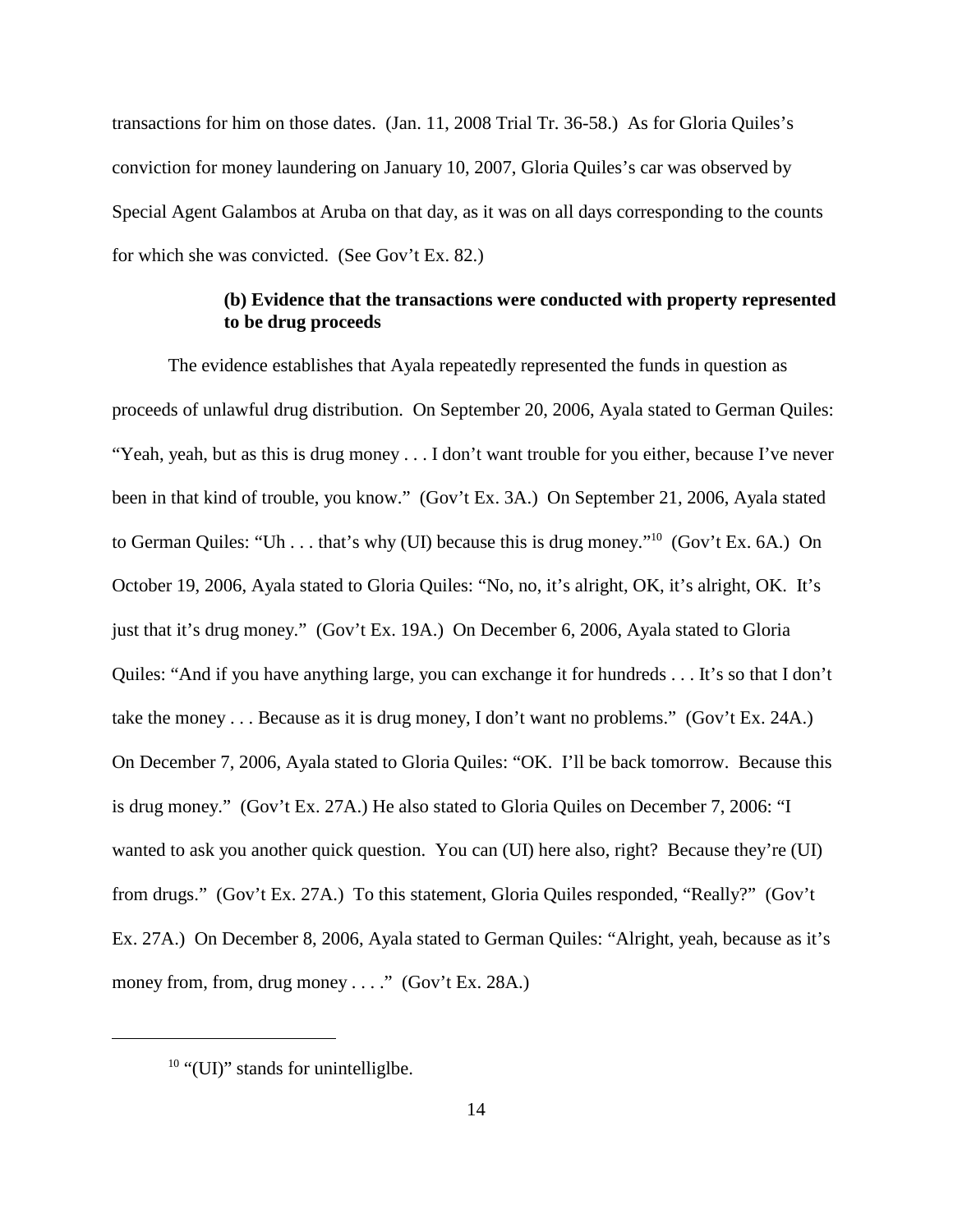transactions for him on those dates. (Jan. 11, 2008 Trial Tr. 36-58.) As for Gloria Quiles's conviction for money laundering on January 10, 2007, Gloria Quiles's car was observed by Special Agent Galambos at Aruba on that day, as it was on all days corresponding to the counts for which she was convicted. (See Gov't Ex. 82.)

**(b) Evidence that the transactions were conducted with property represented to be drug proceeds**

The evidence establishes that Ayala repeatedly represented the funds in question as proceeds of unlawful drug distribution. On September 20, 2006, Ayala stated to German Quiles: "Yeah, yeah, but as this is drug money . . . I don't want trouble for you either, because I've never been in that kind of trouble, you know." (Gov't Ex. 3A.) On September 21, 2006, Ayala stated to German Quiles: "Uh . . . that's why (UI) because this is drug money."[10] (Gov't Ex. 6A.) On October 19, 2006, Ayala stated to Gloria Quiles: "No, no, it's alright, OK, it's alright, OK. It's just that it's drug money." (Gov't Ex. 19A.) On December 6, 2006, Ayala stated to Gloria Quiles: "And if you have anything large, you can exchange it for hundreds . . . It's so that I don't take the money . . . Because as it is drug money, I don't want no problems." (Gov't Ex. 24A.) On December 7, 2006, Ayala stated to Gloria Quiles: "OK. I'll be back tomorrow. Because this is drug money." (Gov't Ex. 27A.) He also stated to Gloria Quiles on December 7, 2006: "I wanted to ask you another quick question. You can (UI) here also, right? Because they're (UI) from drugs." (Gov't Ex. 27A.) To this statement, Gloria Quiles responded, "Really?" (Gov't Ex. 27A.) On December 8, 2006, Ayala stated to German Quiles: "Alright, yeah, because as it's money from, from, drug money . . . ." (Gov't Ex. 28A.)

---

[10] "(UI)" stands for unintelliglbe.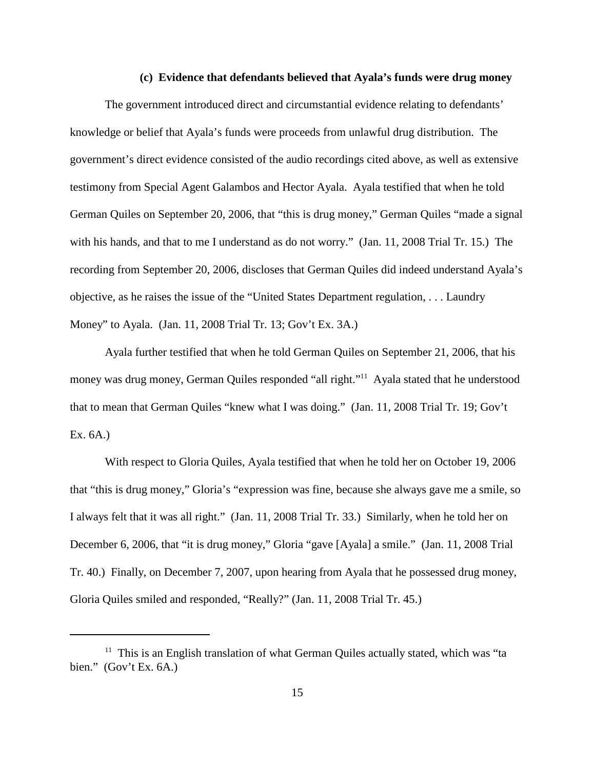### (c) Evidence that defendants believed that Ayala's funds were drug money

The government introduced direct and circumstantial evidence relating to defendants' knowledge or belief that Ayala's funds were proceeds from unlawful drug distribution. The government's direct evidence consisted of the audio recordings cited above, as well as extensive testimony from Special Agent Galambos and Hector Ayala. Ayala testified that when he told German Quiles on September 20, 2006, that "this is drug money," German Quiles "made a signal with his hands, and that to me I understand as do not worry." (Jan. 11, 2008 Trial Tr. 15.) The recording from September 20, 2006, discloses that German Quiles did indeed understand Ayala's objective, as he raises the issue of the "United States Department regulation, . . . Laundry Money" to Ayala. (Jan. 11, 2008 Trial Tr. 13; Gov't Ex. 3A.)

Ayala further testified that when he told German Quiles on September 21, 2006, that his money was drug money, German Quiles responded "all right."[11] Ayala stated that he understood that to mean that German Quiles "knew what I was doing." (Jan. 11, 2008 Trial Tr. 19; Gov't Ex. 6A.)

With respect to Gloria Quiles, Ayala testified that when he told her on October 19, 2006 that "this is drug money," Gloria's "expression was fine, because she always gave me a smile, so I always felt that it was all right." (Jan. 11, 2008 Trial Tr. 33.) Similarly, when he told her on December 6, 2006, that "it is drug money," Gloria "gave [Ayala] a smile." (Jan. 11, 2008 Trial Tr. 40.) Finally, on December 7, 2007, upon hearing from Ayala that he possessed drug money, Gloria Quiles smiled and responded, "Really?" (Jan. 11, 2008 Trial Tr. 45.)

---

[11] This is an English translation of what German Quiles actually stated, which was "ta bien." (Gov't Ex. 6A.)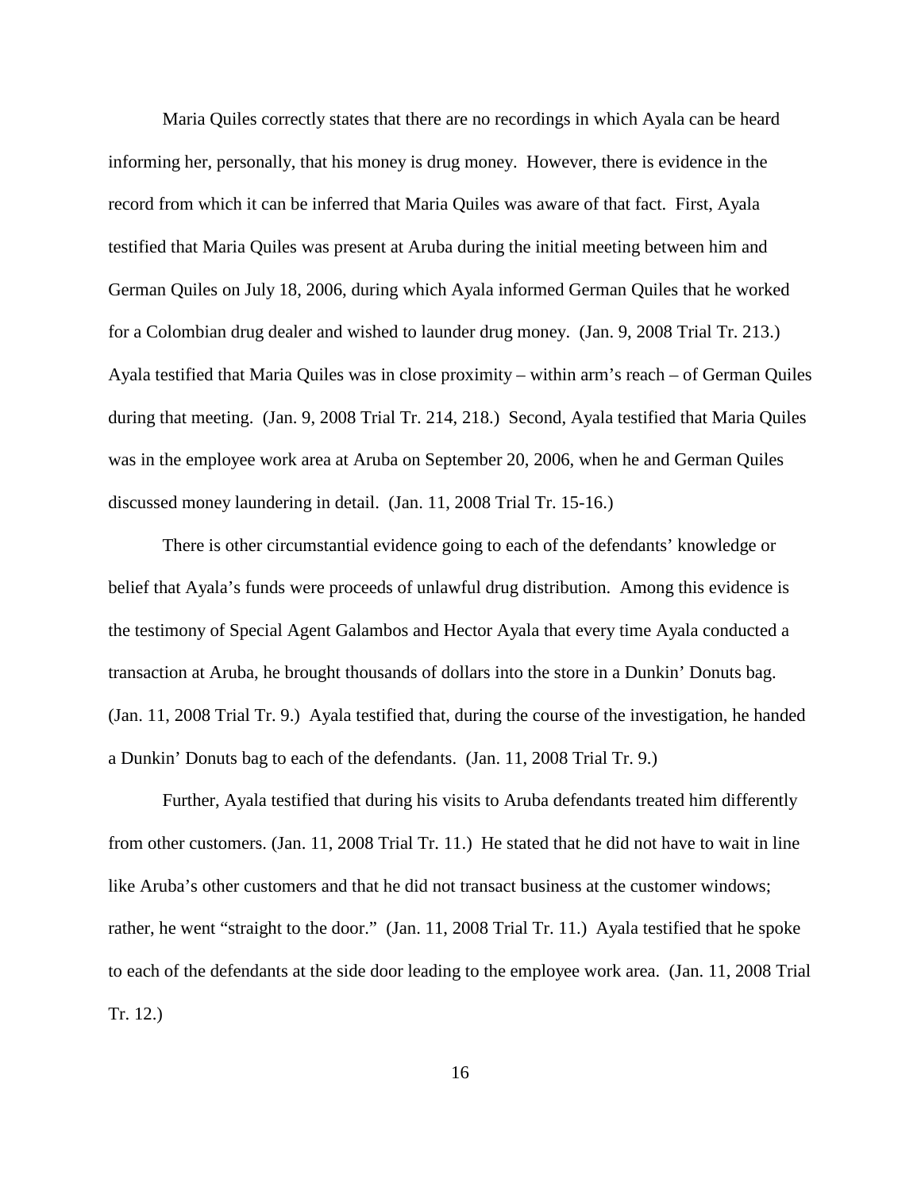Maria Quiles correctly states that there are no recordings in which Ayala can be heard informing her, personally, that his money is drug money. However, there is evidence in the record from which it can be inferred that Maria Quiles was aware of that fact. First, Ayala testified that Maria Quiles was present at Aruba during the initial meeting between him and German Quiles on July 18, 2006, during which Ayala informed German Quiles that he worked for a Colombian drug dealer and wished to launder drug money. (Jan. 9, 2008 Trial Tr. 213.) Ayala testified that Maria Quiles was in close proximity – within arm's reach – of German Quiles during that meeting. (Jan. 9, 2008 Trial Tr. 214, 218.) Second, Ayala testified that Maria Quiles was in the employee work area at Aruba on September 20, 2006, when he and German Quiles discussed money laundering in detail. (Jan. 11, 2008 Trial Tr. 15-16.)

There is other circumstantial evidence going to each of the defendants' knowledge or belief that Ayala's funds were proceeds of unlawful drug distribution. Among this evidence is the testimony of Special Agent Galambos and Hector Ayala that every time Ayala conducted a transaction at Aruba, he brought thousands of dollars into the store in a Dunkin' Donuts bag. (Jan. 11, 2008 Trial Tr. 9.) Ayala testified that, during the course of the investigation, he handed a Dunkin' Donuts bag to each of the defendants. (Jan. 11, 2008 Trial Tr. 9.)

Further, Ayala testified that during his visits to Aruba defendants treated him differently from other customers. (Jan. 11, 2008 Trial Tr. 11.) He stated that he did not have to wait in line like Aruba's other customers and that he did not transact business at the customer windows; rather, he went "straight to the door." (Jan. 11, 2008 Trial Tr. 11.) Ayala testified that he spoke to each of the defendants at the side door leading to the employee work area. (Jan. 11, 2008 Trial Tr. 12.)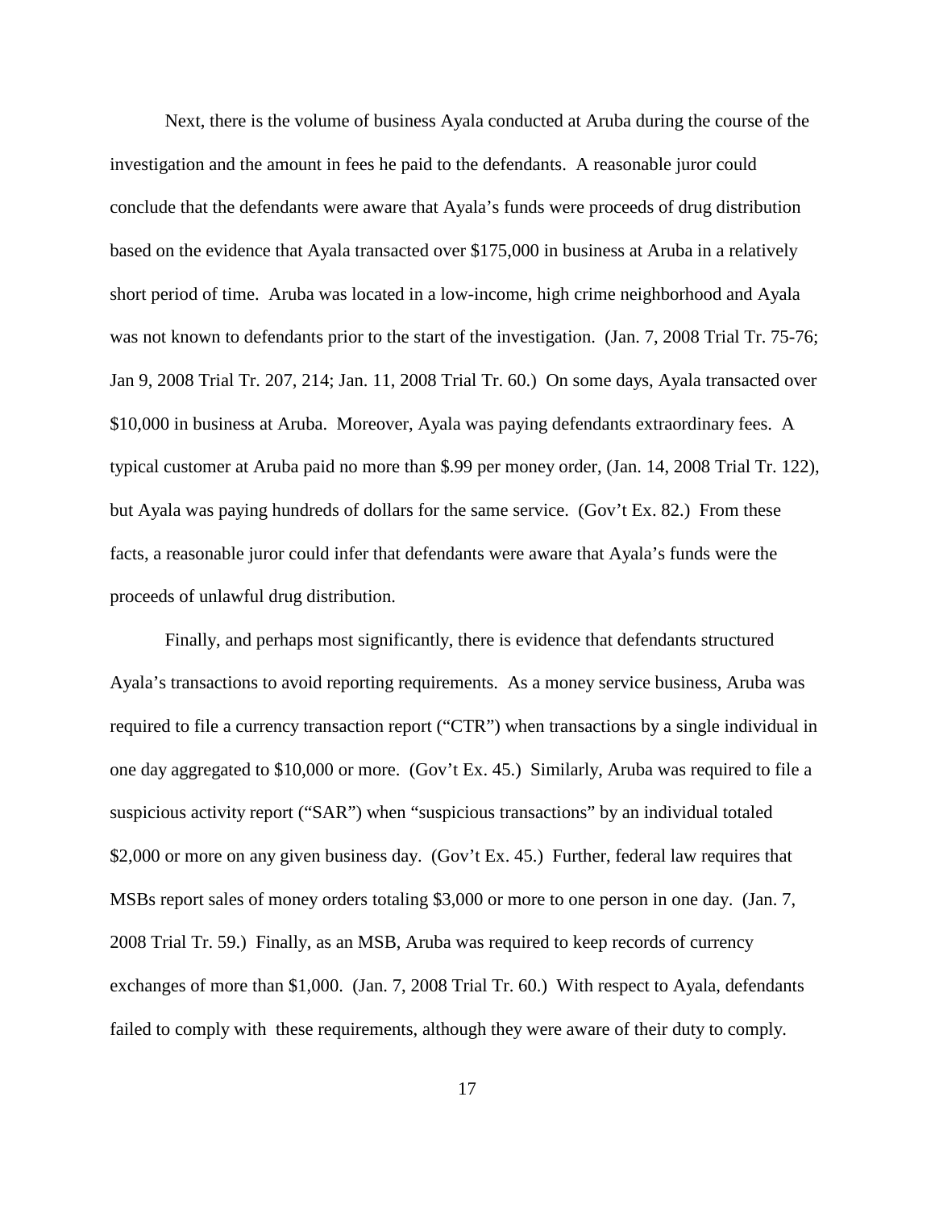Next, there is the volume of business Ayala conducted at Aruba during the course of the investigation and the amount in fees he paid to the defendants. A reasonable juror could conclude that the defendants were aware that Ayala's funds were proceeds of drug distribution based on the evidence that Ayala transacted over $175,000 in business at Aruba in a relatively short period of time. Aruba was located in a low-income, high crime neighborhood and Ayala was not known to defendants prior to the start of the investigation. (Jan. 7, 2008 Trial Tr. 75-76; Jan 9, 2008 Trial Tr. 207, 214; Jan. 11, 2008 Trial Tr. 60.) On some days, Ayala transacted over $10,000 in business at Aruba. Moreover, Ayala was paying defendants extraordinary fees. A typical customer at Aruba paid no more than $.99 per money order, (Jan. 14, 2008 Trial Tr. 122), but Ayala was paying hundreds of dollars for the same service. (Gov't Ex. 82.) From these facts, a reasonable juror could infer that defendants were aware that Ayala's funds were the proceeds of unlawful drug distribution.

Finally, and perhaps most significantly, there is evidence that defendants structured Ayala's transactions to avoid reporting requirements. As a money service business, Aruba was required to file a currency transaction report ("CTR") when transactions by a single individual in one day aggregated to $10,000 or more. (Gov't Ex. 45.) Similarly, Aruba was required to file a suspicious activity report ("SAR") when "suspicious transactions" by an individual totaled $2,000 or more on any given business day. (Gov't Ex. 45.) Further, federal law requires that MSBs report sales of money orders totaling $3,000 or more to one person in one day. (Jan. 7, 2008 Trial Tr. 59.) Finally, as an MSB, Aruba was required to keep records of currency exchanges of more than $1,000. (Jan. 7, 2008 Trial Tr. 60.) With respect to Ayala, defendants failed to comply with these requirements, although they were aware of their duty to comply.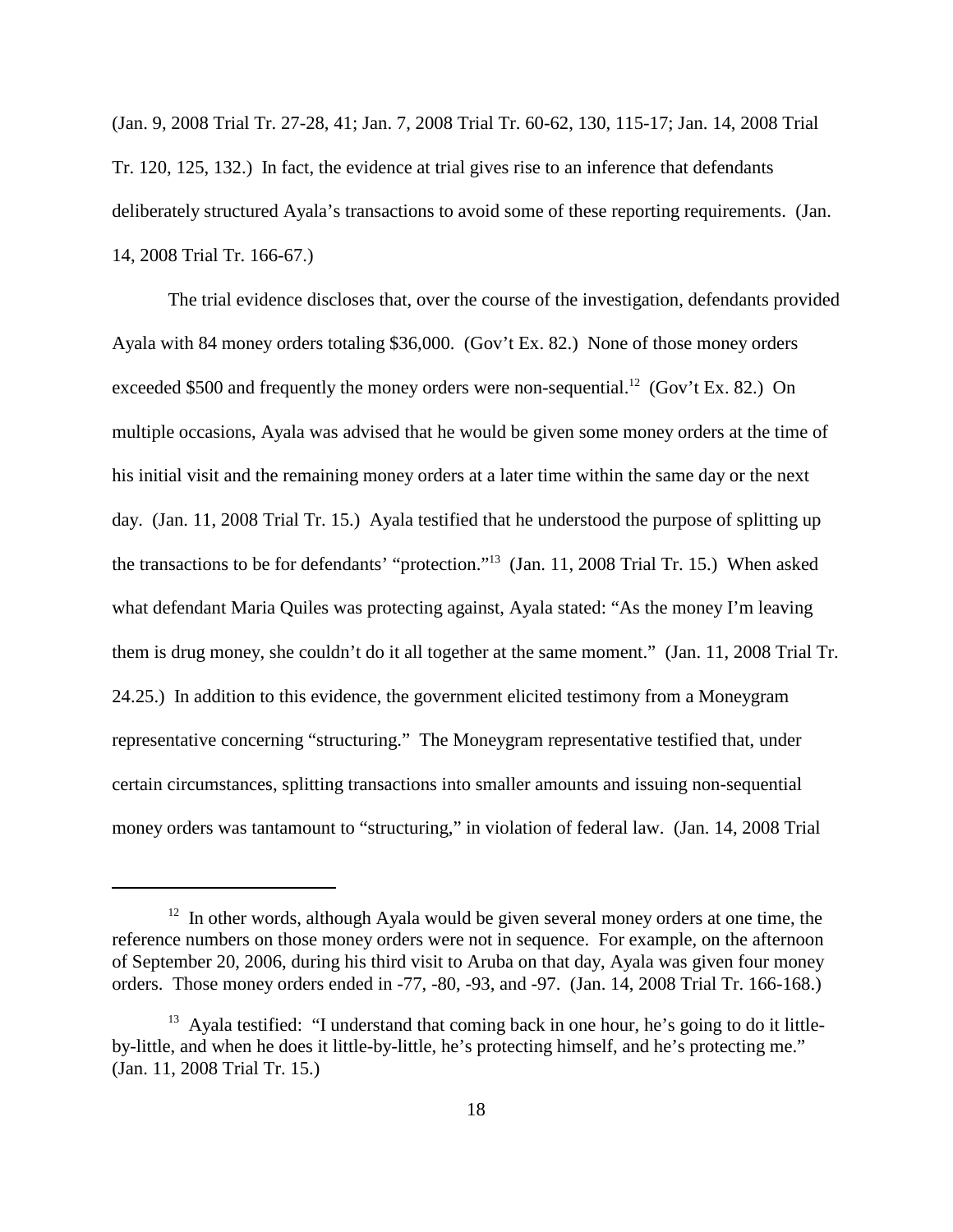(Jan. 9, 2008 Trial Tr. 27-28, 41; Jan. 7, 2008 Trial Tr. 60-62, 130, 115-17; Jan. 14, 2008 Trial Tr. 120, 125, 132.) In fact, the evidence at trial gives rise to an inference that defendants deliberately structured Ayala's transactions to avoid some of these reporting requirements. (Jan. 14, 2008 Trial Tr. 166-67.)

The trial evidence discloses that, over the course of the investigation, defendants provided Ayala with 84 money orders totaling $36,000. (Gov't Ex. 82.) None of those money orders exceeded $500 and frequently the money orders were non-sequential.[12] (Gov't Ex. 82.) On multiple occasions, Ayala was advised that he would be given some money orders at the time of his initial visit and the remaining money orders at a later time within the same day or the next day. (Jan. 11, 2008 Trial Tr. 15.) Ayala testified that he understood the purpose of splitting up the transactions to be for defendants' "protection."[13] (Jan. 11, 2008 Trial Tr. 15.) When asked what defendant Maria Quiles was protecting against, Ayala stated: "As the money I'm leaving them is drug money, she couldn't do it all together at the same moment." (Jan. 11, 2008 Trial Tr. 24.25.) In addition to this evidence, the government elicited testimony from a Moneygram representative concerning "structuring." The Moneygram representative testified that, under certain circumstances, splitting transactions into smaller amounts and issuing non-sequential money orders was tantamount to "structuring," in violation of federal law. (Jan. 14, 2008 Trial

---

[12] In other words, although Ayala would be given several money orders at one time, the reference numbers on those money orders were not in sequence. For example, on the afternoon of September 20, 2006, during his third visit to Aruba on that day, Ayala was given four money orders. Those money orders ended in -77, -80, -93, and -97. (Jan. 14, 2008 Trial Tr. 166-168.)

[13] Ayala testified: "I understand that coming back in one hour, he's going to do it little-by-little, and when he does it little-by-little, he's protecting himself, and he's protecting me." (Jan. 11, 2008 Trial Tr. 15.)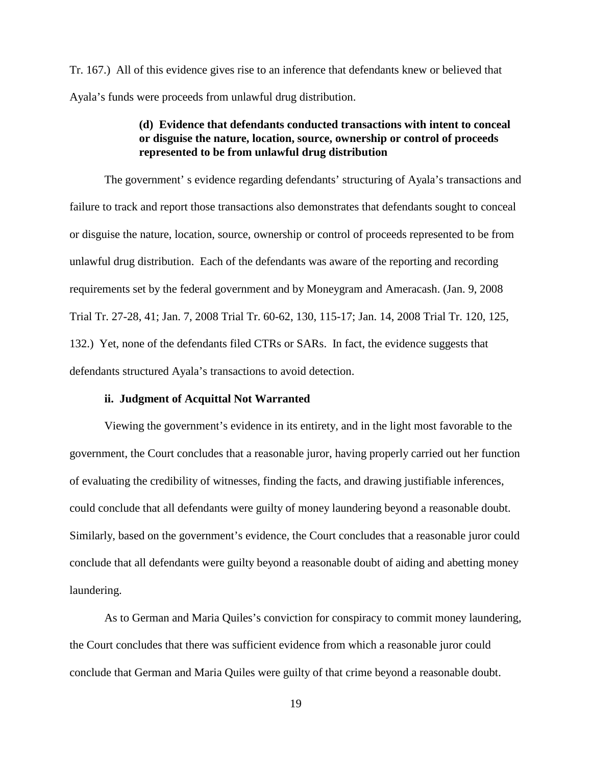Tr. 167.) All of this evidence gives rise to an inference that defendants knew or believed that Ayala's funds were proceeds from unlawful drug distribution.

**(d) Evidence that defendants conducted transactions with intent to conceal or disguise the nature, location, source, ownership or control of proceeds represented to be from unlawful drug distribution**

The government' s evidence regarding defendants' structuring of Ayala's transactions and failure to track and report those transactions also demonstrates that defendants sought to conceal or disguise the nature, location, source, ownership or control of proceeds represented to be from unlawful drug distribution. Each of the defendants was aware of the reporting and recording requirements set by the federal government and by Moneygram and Ameracash. (Jan. 9, 2008 Trial Tr. 27-28, 41; Jan. 7, 2008 Trial Tr. 60-62, 130, 115-17; Jan. 14, 2008 Trial Tr. 120, 125, 132.) Yet, none of the defendants filed CTRs or SARs. In fact, the evidence suggests that defendants structured Ayala's transactions to avoid detection.

**ii. Judgment of Acquittal Not Warranted**

Viewing the government's evidence in its entirety, and in the light most favorable to the government, the Court concludes that a reasonable juror, having properly carried out her function of evaluating the credibility of witnesses, finding the facts, and drawing justifiable inferences, could conclude that all defendants were guilty of money laundering beyond a reasonable doubt. Similarly, based on the government's evidence, the Court concludes that a reasonable juror could conclude that all defendants were guilty beyond a reasonable doubt of aiding and abetting money laundering.

As to German and Maria Quiles's conviction for conspiracy to commit money laundering, the Court concludes that there was sufficient evidence from which a reasonable juror could conclude that German and Maria Quiles were guilty of that crime beyond a reasonable doubt.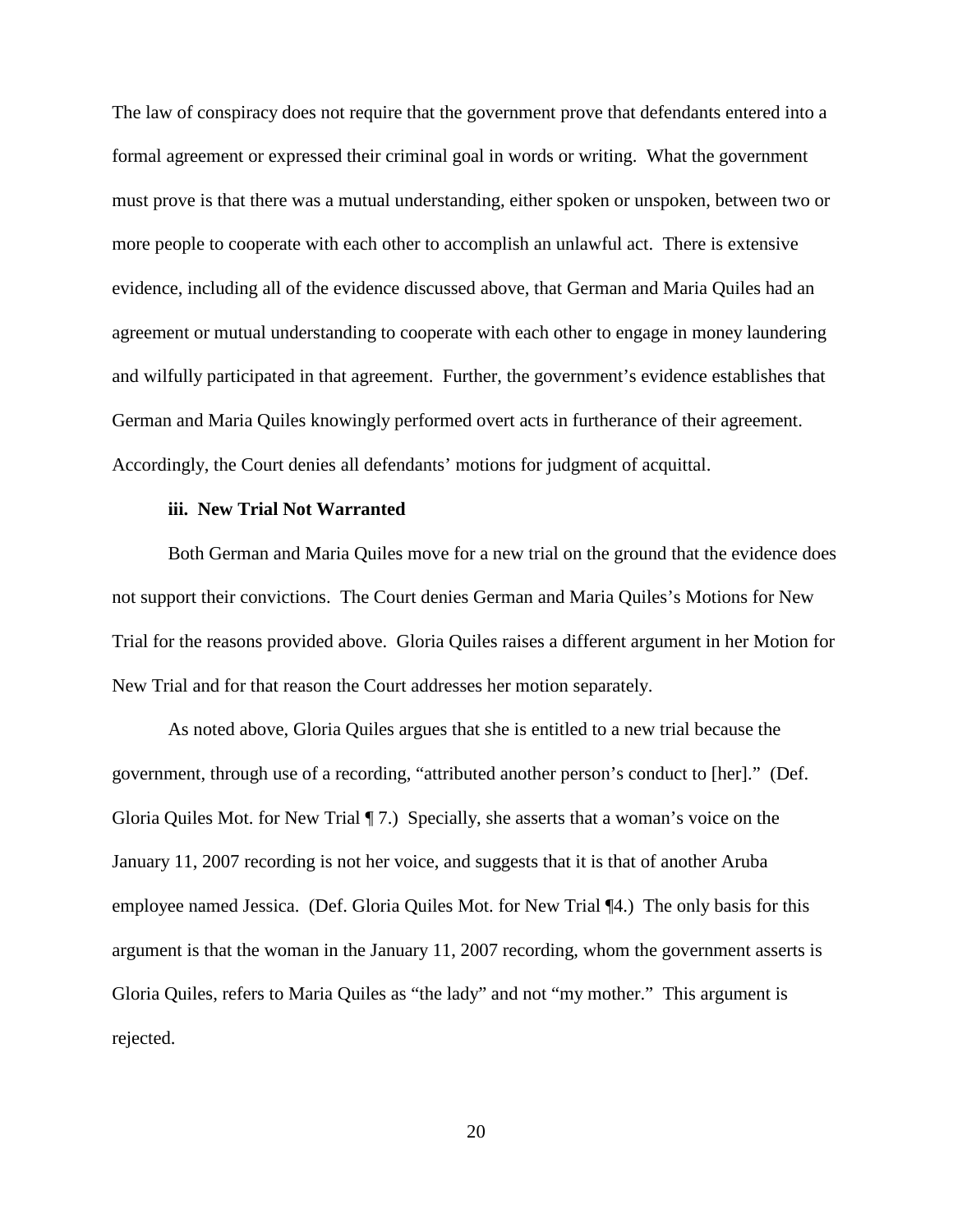The law of conspiracy does not require that the government prove that defendants entered into a formal agreement or expressed their criminal goal in words or writing. What the government must prove is that there was a mutual understanding, either spoken or unspoken, between two or more people to cooperate with each other to accomplish an unlawful act. There is extensive evidence, including all of the evidence discussed above, that German and Maria Quiles had an agreement or mutual understanding to cooperate with each other to engage in money laundering and wilfully participated in that agreement. Further, the government's evidence establishes that German and Maria Quiles knowingly performed overt acts in furtherance of their agreement. Accordingly, the Court denies all defendants' motions for judgment of acquittal.

**iii. New Trial Not Warranted**

Both German and Maria Quiles move for a new trial on the ground that the evidence does not support their convictions. The Court denies German and Maria Quiles's Motions for New Trial for the reasons provided above. Gloria Quiles raises a different argument in her Motion for New Trial and for that reason the Court addresses her motion separately.

As noted above, Gloria Quiles argues that she is entitled to a new trial because the government, through use of a recording, "attributed another person's conduct to [her]." (Def. Gloria Quiles Mot. for New Trial ¶ 7.) Specially, she asserts that a woman's voice on the January 11, 2007 recording is not her voice, and suggests that it is that of another Aruba employee named Jessica. (Def. Gloria Quiles Mot. for New Trial ¶4.) The only basis for this argument is that the woman in the January 11, 2007 recording, whom the government asserts is Gloria Quiles, refers to Maria Quiles as "the lady" and not "my mother." This argument is rejected.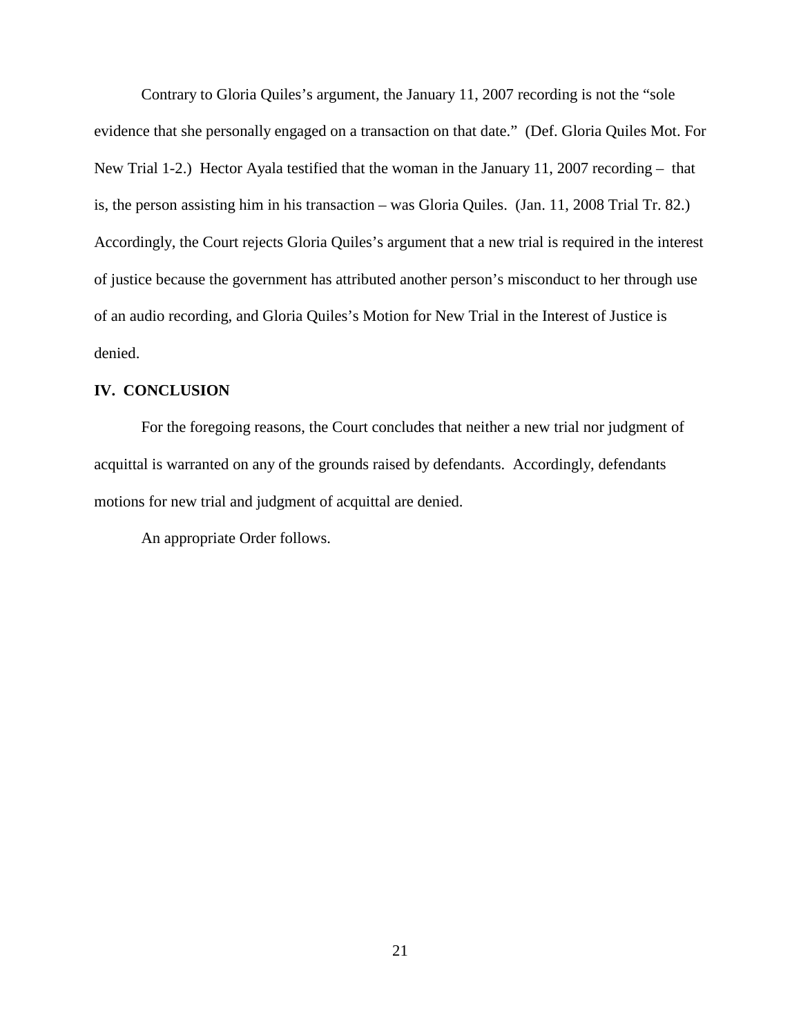Contrary to Gloria Quiles's argument, the January 11, 2007 recording is not the "sole evidence that she personally engaged on a transaction on that date." (Def. Gloria Quiles Mot. For New Trial 1-2.) Hector Ayala testified that the woman in the January 11, 2007 recording – that is, the person assisting him in his transaction – was Gloria Quiles. (Jan. 11, 2008 Trial Tr. 82.) Accordingly, the Court rejects Gloria Quiles's argument that a new trial is required in the interest of justice because the government has attributed another person's misconduct to her through use of an audio recording, and Gloria Quiles's Motion for New Trial in the Interest of Justice is denied.

## IV. CONCLUSION

For the foregoing reasons, the Court concludes that neither a new trial nor judgment of acquittal is warranted on any of the grounds raised by defendants. Accordingly, defendants motions for new trial and judgment of acquittal are denied.

An appropriate Order follows.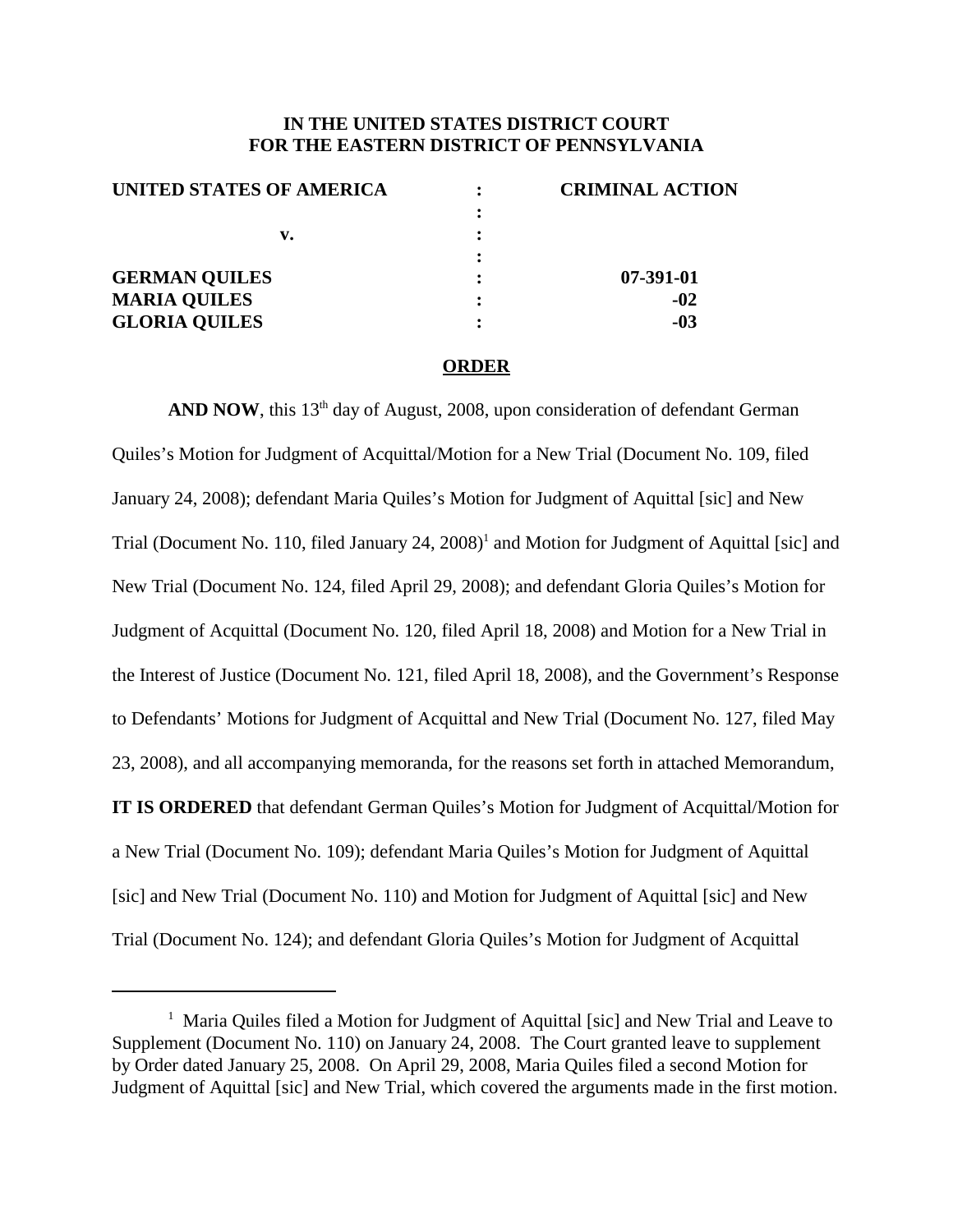**IN THE UNITED STATES DISTRICT COURT**
**FOR THE EASTERN DISTRICT OF PENNSYLVANIA**

| | | |
|---|---|---|
| **UNITED STATES OF AMERICA** | : | **CRIMINAL ACTION** |
| | : | |
| **v.** | : | |
| | : | |
| **GERMAN QUILES** | : | **07-391-01** |
| **MARIA QUILES** | : | **-02** |
| **GLORIA QUILES** | : | **-03** |

**ORDER**

**AND NOW**, this 13th day of August, 2008, upon consideration of defendant German Quiles's Motion for Judgment of Acquittal/Motion for a New Trial (Document No. 109, filed January 24, 2008); defendant Maria Quiles's Motion for Judgment of Aquittal [sic] and New Trial (Document No. 110, filed January 24, 2008)[1] and Motion for Judgment of Aquittal [sic] and New Trial (Document No. 124, filed April 29, 2008); and defendant Gloria Quiles's Motion for Judgment of Acquittal (Document No. 120, filed April 18, 2008) and Motion for a New Trial in the Interest of Justice (Document No. 121, filed April 18, 2008), and the Government's Response to Defendants' Motions for Judgment of Acquittal and New Trial (Document No. 127, filed May 23, 2008), and all accompanying memoranda, for the reasons set forth in attached Memorandum, **IT IS ORDERED** that defendant German Quiles's Motion for Judgment of Acquittal/Motion for a New Trial (Document No. 109); defendant Maria Quiles's Motion for Judgment of Aquittal [sic] and New Trial (Document No. 110) and Motion for Judgment of Aquittal [sic] and New Trial (Document No. 124); and defendant Gloria Quiles's Motion for Judgment of Acquittal

---

[1] Maria Quiles filed a Motion for Judgment of Aquittal [sic] and New Trial and Leave to Supplement (Document No. 110) on January 24, 2008. The Court granted leave to supplement by Order dated January 25, 2008. On April 29, 2008, Maria Quiles filed a second Motion for Judgment of Aquittal [sic] and New Trial, which covered the arguments made in the first motion.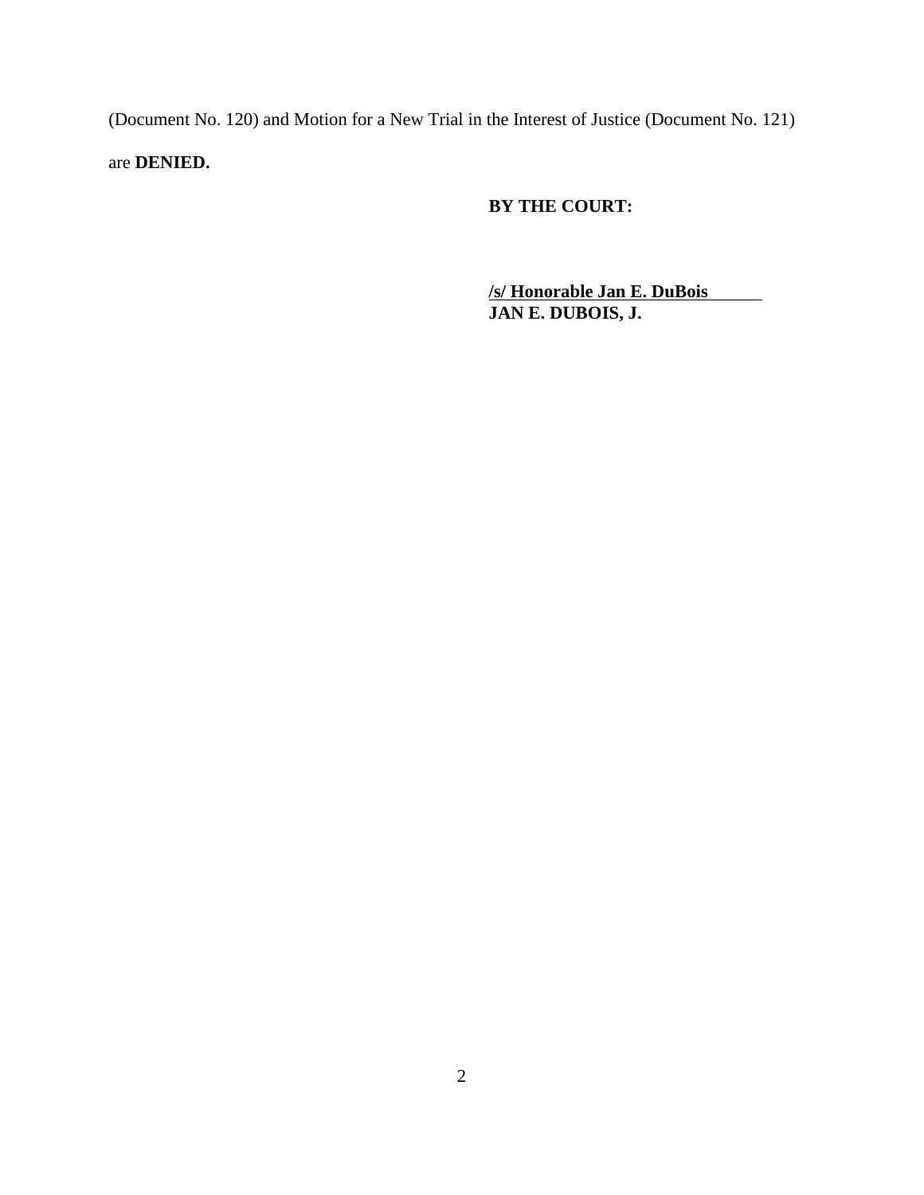(Document No. 120) and Motion for a New Trial in the Interest of Justice (Document No. 121) are **DENIED.**

**BY THE COURT:**

**/s/ Honorable Jan E. DuBois**
**JAN E. DUBOIS, J.**